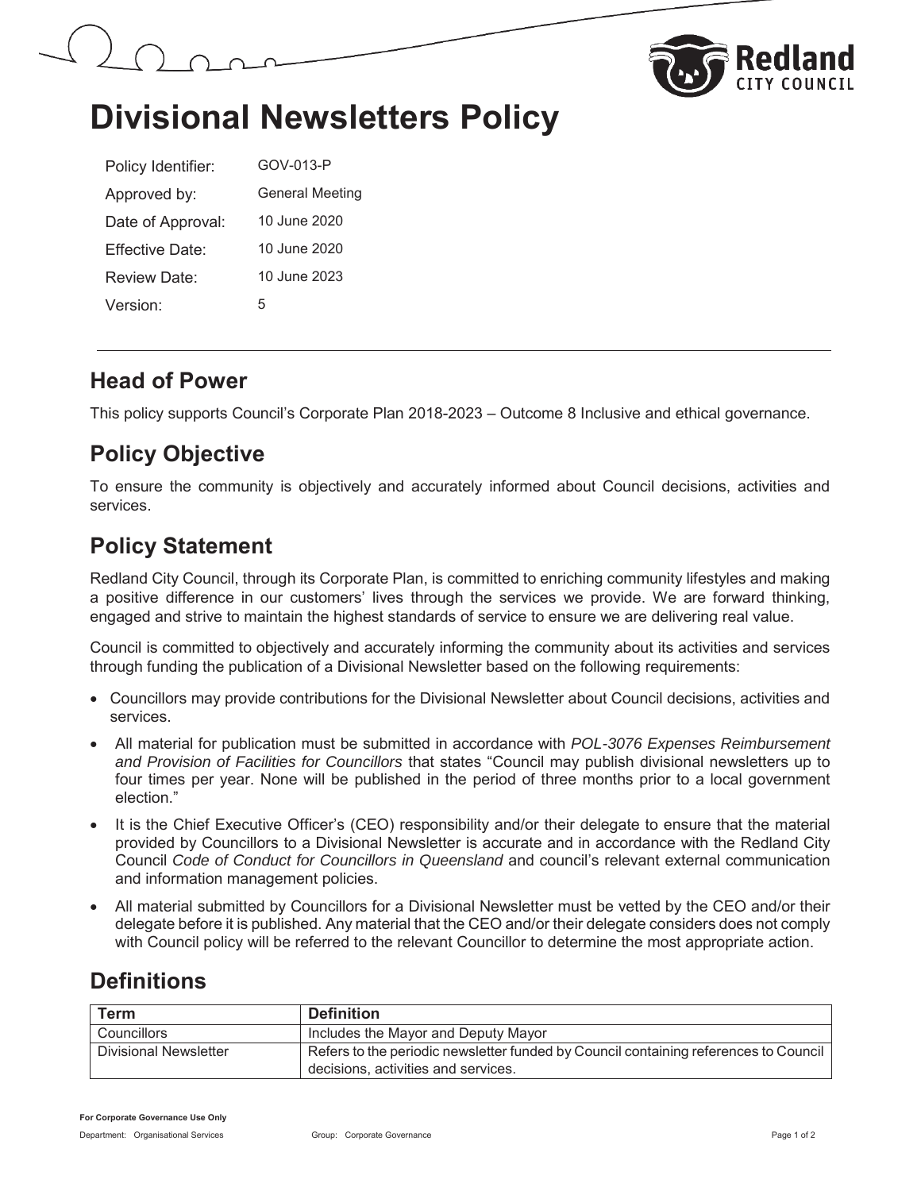# Divisional Newsletters Policy

| | |
|---|---|
| Policy Identifier: | GOV-013-P |
| Approved by: | General Meeting |
| Date of Approval: | 10 June 2020 |
| Effective Date: | 10 June 2020 |
| Review Date: | 10 June 2023 |
| Version: | 5 |

## Head of Power

This policy supports Council's Corporate Plan 2018-2023 – Outcome 8 Inclusive and ethical governance.

## Policy Objective

To ensure the community is objectively and accurately informed about Council decisions, activities and services.

## Policy Statement

Redland City Council, through its Corporate Plan, is committed to enriching community lifestyles and making a positive difference in our customers' lives through the services we provide. We are forward thinking, engaged and strive to maintain the highest standards of service to ensure we are delivering real value.

Council is committed to objectively and accurately informing the community about its activities and services through funding the publication of a Divisional Newsletter based on the following requirements:

- Councillors may provide contributions for the Divisional Newsletter about Council decisions, activities and services.
- All material for publication must be submitted in accordance with *POL-3076 Expenses Reimbursement and Provision of Facilities for Councillors* that states "Council may publish divisional newsletters up to four times per year. None will be published in the period of three months prior to a local government election."
- It is the Chief Executive Officer's (CEO) responsibility and/or their delegate to ensure that the material provided by Councillors to a Divisional Newsletter is accurate and in accordance with the Redland City Council *Code of Conduct for Councillors in Queensland* and council's relevant external communication and information management policies.
- All material submitted by Councillors for a Divisional Newsletter must be vetted by the CEO and/or their delegate before it is published. Any material that the CEO and/or their delegate considers does not comply with Council policy will be referred to the relevant Councillor to determine the most appropriate action.

## Definitions

| Term | Definition |
|---|---|
| Councillors | Includes the Mayor and Deputy Mayor |
| Divisional Newsletter | Refers to the periodic newsletter funded by Council containing references to Council decisions, activities and services. |

**For Corporate Governance Use Only**

Department: Organisational Services Group: Corporate Governance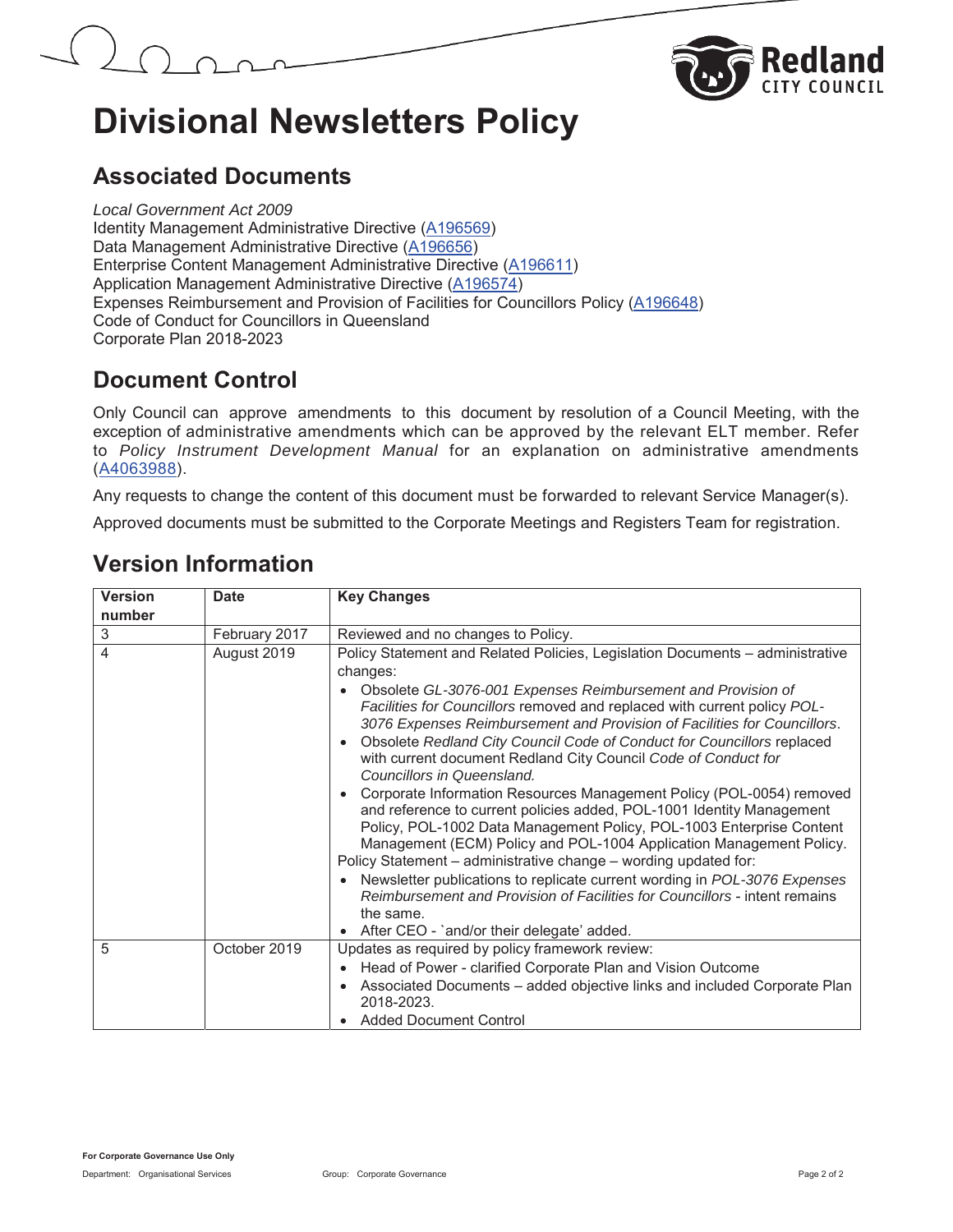# Divisional Newsletters Policy

## Associated Documents

*Local Government Act 2009*
Identity Management Administrative Directive (A196569)
Data Management Administrative Directive (A196656)
Enterprise Content Management Administrative Directive (A196611)
Application Management Administrative Directive (A196574)
Expenses Reimbursement and Provision of Facilities for Councillors Policy (A196648)
Code of Conduct for Councillors in Queensland
Corporate Plan 2018-2023

## Document Control

Only Council can approve amendments to this document by resolution of a Council Meeting, with the exception of administrative amendments which can be approved by the relevant ELT member. Refer to *Policy Instrument Development Manual* for an explanation on administrative amendments (A4063988).

Any requests to change the content of this document must be forwarded to relevant Service Manager(s).

Approved documents must be submitted to the Corporate Meetings and Registers Team for registration.

## Version Information

| Version number | Date | Key Changes |
|---|---|---|
| 3 | February 2017 | Reviewed and no changes to Policy. |
| 4 | August 2019 | Policy Statement and Related Policies, Legislation Documents – administrative changes:<br>• Obsolete *GL-3076-001 Expenses Reimbursement and Provision of Facilities for Councillors* removed and replaced with current policy *POL-3076 Expenses Reimbursement and Provision of Facilities for Councillors*.<br>• Obsolete *Redland City Council Code of Conduct for Councillors* replaced with current document Redland City Council *Code of Conduct for Councillors in Queensland.*<br>• Corporate Information Resources Management Policy (POL-0054) removed and reference to current policies added, POL-1001 Identity Management Policy, POL-1002 Data Management Policy, POL-1003 Enterprise Content Management (ECM) Policy and POL-1004 Application Management Policy.<br>Policy Statement – administrative change – wording updated for:<br>• Newsletter publications to replicate current wording in *POL-3076 Expenses Reimbursement and Provision of Facilities for Councillors* - intent remains the same.<br>• After CEO - `and/or their delegate' added. |
| 5 | October 2019 | Updates as required by policy framework review:<br>• Head of Power - clarified Corporate Plan and Vision Outcome<br>• Associated Documents – added objective links and included Corporate Plan 2018-2023.<br>• Added Document Control |

**For Corporate Governance Use Only**
Department: Organisational Services Group: Corporate Governance